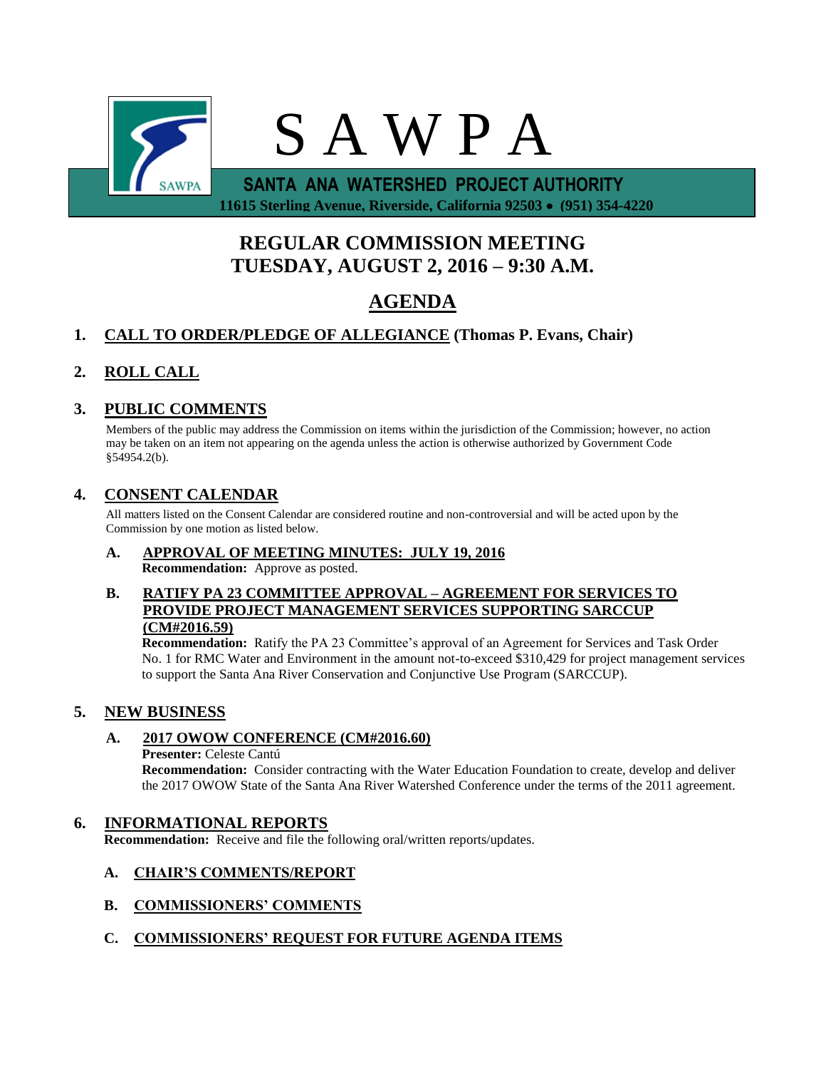# S A W P A

**SANTA ANA WATERSHED PROJECT AUTHORITY**

**11615 Sterling Avenue, Riverside, California 92503 • (951) 354-4220**

## REGULAR COMMISSION MEETING
## TUESDAY, AUGUST 2, 2016 – 9:30 A.M.

## AGENDA

**1. CALL TO ORDER/PLEDGE OF ALLEGIANCE (Thomas P. Evans, Chair)**

**2. ROLL CALL**

**3. PUBLIC COMMENTS**

Members of the public may address the Commission on items within the jurisdiction of the Commission; however, no action may be taken on an item not appearing on the agenda unless the action is otherwise authorized by Government Code §54954.2(b).

**4. CONSENT CALENDAR**

All matters listed on the Consent Calendar are considered routine and non-controversial and will be acted upon by the Commission by one motion as listed below.

**A. APPROVAL OF MEETING MINUTES: JULY 19, 2016**
**Recommendation:** Approve as posted.

**B. RATIFY PA 23 COMMITTEE APPROVAL – AGREEMENT FOR SERVICES TO PROVIDE PROJECT MANAGEMENT SERVICES SUPPORTING SARCCUP (CM#2016.59)**
**Recommendation:** Ratify the PA 23 Committee's approval of an Agreement for Services and Task Order No. 1 for RMC Water and Environment in the amount not-to-exceed $310,429 for project management services to support the Santa Ana River Conservation and Conjunctive Use Program (SARCCUP).

**5. NEW BUSINESS**

**A. 2017 OWOW CONFERENCE (CM#2016.60)**
**Presenter:** Celeste Cantú
**Recommendation:** Consider contracting with the Water Education Foundation to create, develop and deliver the 2017 OWOW State of the Santa Ana River Watershed Conference under the terms of the 2011 agreement.

**6. INFORMATIONAL REPORTS**
**Recommendation:** Receive and file the following oral/written reports/updates.

**A. CHAIR'S COMMENTS/REPORT**

**B. COMMISSIONERS' COMMENTS**

**C. COMMISSIONERS' REQUEST FOR FUTURE AGENDA ITEMS**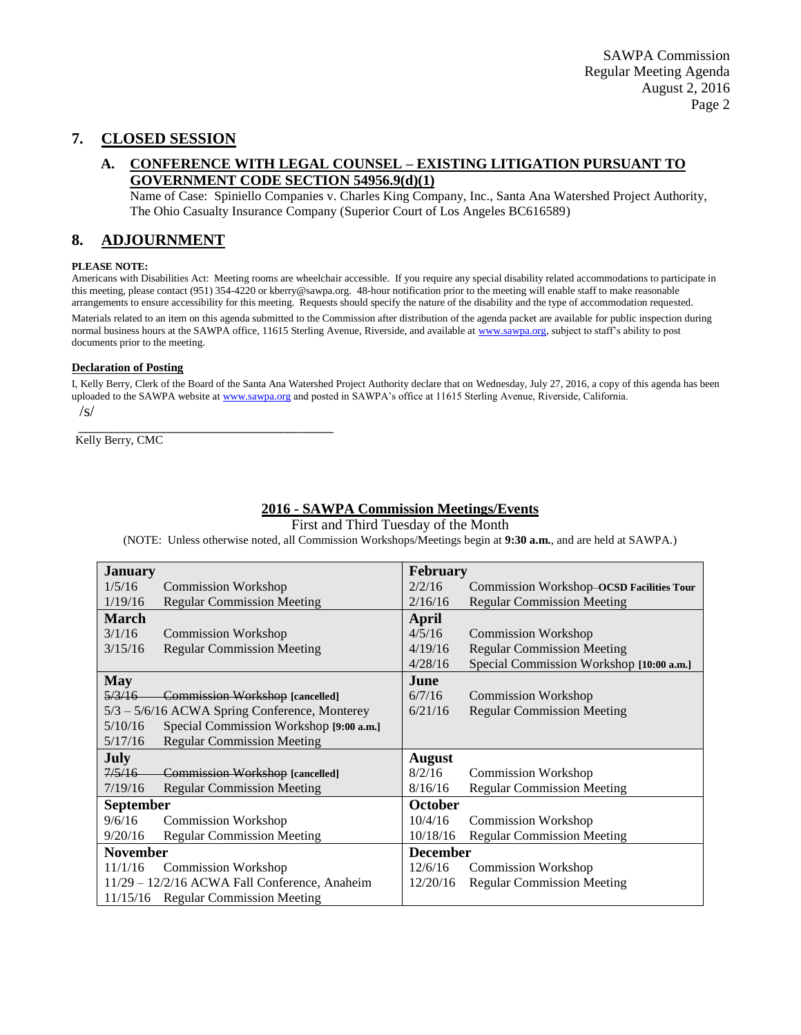## 7. CLOSED SESSION

### A. CONFERENCE WITH LEGAL COUNSEL – EXISTING LITIGATION PURSUANT TO GOVERNMENT CODE SECTION 54956.9(d)(1)

Name of Case: Spiniello Companies v. Charles King Company, Inc., Santa Ana Watershed Project Authority, The Ohio Casualty Insurance Company (Superior Court of Los Angeles BC616589)

## 8. ADJOURNMENT

**PLEASE NOTE:**

Americans with Disabilities Act: Meeting rooms are wheelchair accessible. If you require any special disability related accommodations to participate in this meeting, please contact (951) 354-4220 or kberry@sawpa.org. 48-hour notification prior to the meeting will enable staff to make reasonable arrangements to ensure accessibility for this meeting. Requests should specify the nature of the disability and the type of accommodation requested.

Materials related to an item on this agenda submitted to the Commission after distribution of the agenda packet are available for public inspection during normal business hours at the SAWPA office, 11615 Sterling Avenue, Riverside, and available at www.sawpa.org, subject to staff's ability to post documents prior to the meeting.

**Declaration of Posting**

I, Kelly Berry, Clerk of the Board of the Santa Ana Watershed Project Authority declare that on Wednesday, July 27, 2016, a copy of this agenda has been uploaded to the SAWPA website at www.sawpa.org and posted in SAWPA's office at 11615 Sterling Avenue, Riverside, California.

/s/

_________________________________________

Kelly Berry, CMC

## 2016 - SAWPA Commission Meetings/Events

First and Third Tuesday of the Month

(NOTE: Unless otherwise noted, all Commission Workshops/Meetings begin at **9:30 a.m.**, and are held at SAWPA.)

| | |
|---|---|
| **January** | **February** |
| 1/5/16 Commission Workshop | 2/2/16 Commission Workshop–**OCSD Facilities Tour** |
| 1/19/16 Regular Commission Meeting | 2/16/16 Regular Commission Meeting |
| **March** | **April** |
| 3/1/16 Commission Workshop | 4/5/16 Commission Workshop |
| 3/15/16 Regular Commission Meeting | 4/19/16 Regular Commission Meeting |
| | 4/28/16 Special Commission Workshop **[10:00 a.m.]** |
| **May** | **June** |
| ~~5/3/16 Commission Workshop~~ **[cancelled]** | 6/7/16 Commission Workshop |
| 5/3 – 5/6/16 ACWA Spring Conference, Monterey | 6/21/16 Regular Commission Meeting |
| 5/10/16 Special Commission Workshop **[9:00 a.m.]** | |
| 5/17/16 Regular Commission Meeting | |
| **July** | **August** |
| ~~7/5/16 Commission Workshop~~ **[cancelled]** | 8/2/16 Commission Workshop |
| 7/19/16 Regular Commission Meeting | 8/16/16 Regular Commission Meeting |
| **September** | **October** |
| 9/6/16 Commission Workshop | 10/4/16 Commission Workshop |
| 9/20/16 Regular Commission Meeting | 10/18/16 Regular Commission Meeting |
| **November** | **December** |
| 11/1/16 Commission Workshop | 12/6/16 Commission Workshop |
| 11/29 – 12/2/16 ACWA Fall Conference, Anaheim | 12/20/16 Regular Commission Meeting |
| 11/15/16 Regular Commission Meeting | |